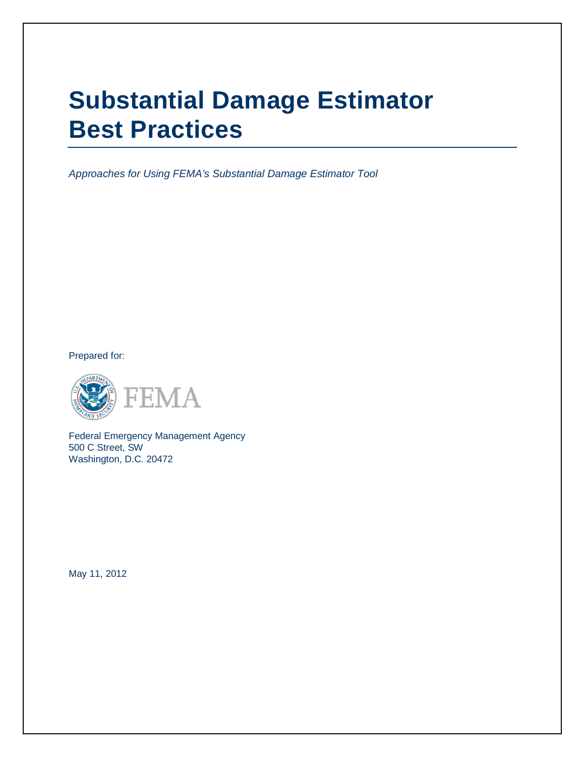# Substantial Damage Estimator Best Practices

*Approaches for Using FEMA's Substantial Damage Estimator Tool*

Prepared for:

FEMA

Federal Emergency Management Agency
500 C Street, SW
Washington, D.C. 20472

May 11, 2012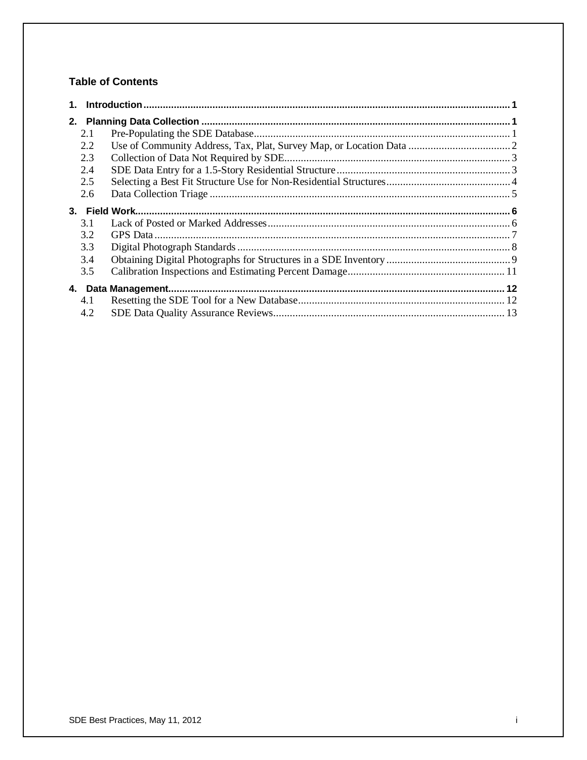# Table of Contents

**1. Introduction** .......... **1**

**2. Planning Data Collection** .......... **1**

- 2.1 Pre-Populating the SDE Database .......... 1
- 2.2 Use of Community Address, Tax, Plat, Survey Map, or Location Data .......... 2
- 2.3 Collection of Data Not Required by SDE .......... 3
- 2.4 SDE Data Entry for a 1.5-Story Residential Structure .......... 3
- 2.5 Selecting a Best Fit Structure Use for Non-Residential Structures .......... 4
- 2.6 Data Collection Triage .......... 5

**3. Field Work** .......... **6**

- 3.1 Lack of Posted or Marked Addresses .......... 6
- 3.2 GPS Data .......... 7
- 3.3 Digital Photograph Standards .......... 8
- 3.4 Obtaining Digital Photographs for Structures in a SDE Inventory .......... 9
- 3.5 Calibration Inspections and Estimating Percent Damage .......... 11

**4. Data Management** .......... **12**

- 4.1 Resetting the SDE Tool for a New Database .......... 12
- 4.2 SDE Data Quality Assurance Reviews .......... 13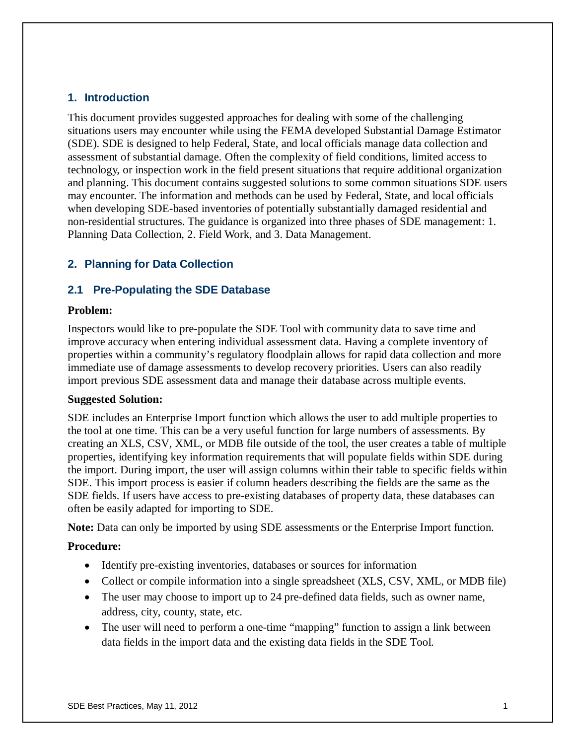## 1. Introduction

This document provides suggested approaches for dealing with some of the challenging situations users may encounter while using the FEMA developed Substantial Damage Estimator (SDE). SDE is designed to help Federal, State, and local officials manage data collection and assessment of substantial damage. Often the complexity of field conditions, limited access to technology, or inspection work in the field present situations that require additional organization and planning. This document contains suggested solutions to some common situations SDE users may encounter. The information and methods can be used by Federal, State, and local officials when developing SDE-based inventories of potentially substantially damaged residential and non-residential structures. The guidance is organized into three phases of SDE management: 1. Planning Data Collection, 2. Field Work, and 3. Data Management.

## 2. Planning for Data Collection

### 2.1 Pre-Populating the SDE Database

**Problem:**

Inspectors would like to pre-populate the SDE Tool with community data to save time and improve accuracy when entering individual assessment data. Having a complete inventory of properties within a community's regulatory floodplain allows for rapid data collection and more immediate use of damage assessments to develop recovery priorities. Users can also readily import previous SDE assessment data and manage their database across multiple events.

**Suggested Solution:**

SDE includes an Enterprise Import function which allows the user to add multiple properties to the tool at one time. This can be a very useful function for large numbers of assessments. By creating an XLS, CSV, XML, or MDB file outside of the tool, the user creates a table of multiple properties, identifying key information requirements that will populate fields within SDE during the import. During import, the user will assign columns within their table to specific fields within SDE. This import process is easier if column headers describing the fields are the same as the SDE fields. If users have access to pre-existing databases of property data, these databases can often be easily adapted for importing to SDE.

**Note:** Data can only be imported by using SDE assessments or the Enterprise Import function.

**Procedure:**

- Identify pre-existing inventories, databases or sources for information
- Collect or compile information into a single spreadsheet (XLS, CSV, XML, or MDB file)
- The user may choose to import up to 24 pre-defined data fields, such as owner name, address, city, county, state, etc.
- The user will need to perform a one-time "mapping" function to assign a link between data fields in the import data and the existing data fields in the SDE Tool.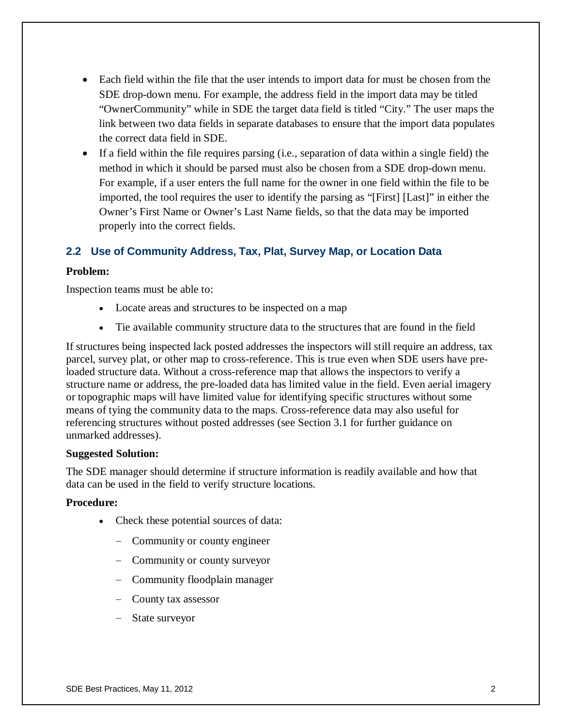- Each field within the file that the user intends to import data for must be chosen from the SDE drop-down menu. For example, the address field in the import data may be titled "OwnerCommunity" while in SDE the target data field is titled "City." The user maps the link between two data fields in separate databases to ensure that the import data populates the correct data field in SDE.
- If a field within the file requires parsing (i.e., separation of data within a single field) the method in which it should be parsed must also be chosen from a SDE drop-down menu. For example, if a user enters the full name for the owner in one field within the file to be imported, the tool requires the user to identify the parsing as "[First] [Last]" in either the Owner's First Name or Owner's Last Name fields, so that the data may be imported properly into the correct fields.

## 2.2 Use of Community Address, Tax, Plat, Survey Map, or Location Data

**Problem:**

Inspection teams must be able to:

- Locate areas and structures to be inspected on a map
- Tie available community structure data to the structures that are found in the field

If structures being inspected lack posted addresses the inspectors will still require an address, tax parcel, survey plat, or other map to cross-reference. This is true even when SDE users have pre-loaded structure data. Without a cross-reference map that allows the inspectors to verify a structure name or address, the pre-loaded data has limited value in the field. Even aerial imagery or topographic maps will have limited value for identifying specific structures without some means of tying the community data to the maps. Cross-reference data may also useful for referencing structures without posted addresses (see Section 3.1 for further guidance on unmarked addresses).

**Suggested Solution:**

The SDE manager should determine if structure information is readily available and how that data can be used in the field to verify structure locations.

**Procedure:**

- Check these potential sources of data:
  - Community or county engineer
  - Community or county surveyor
  - Community floodplain manager
  - County tax assessor
  - State surveyor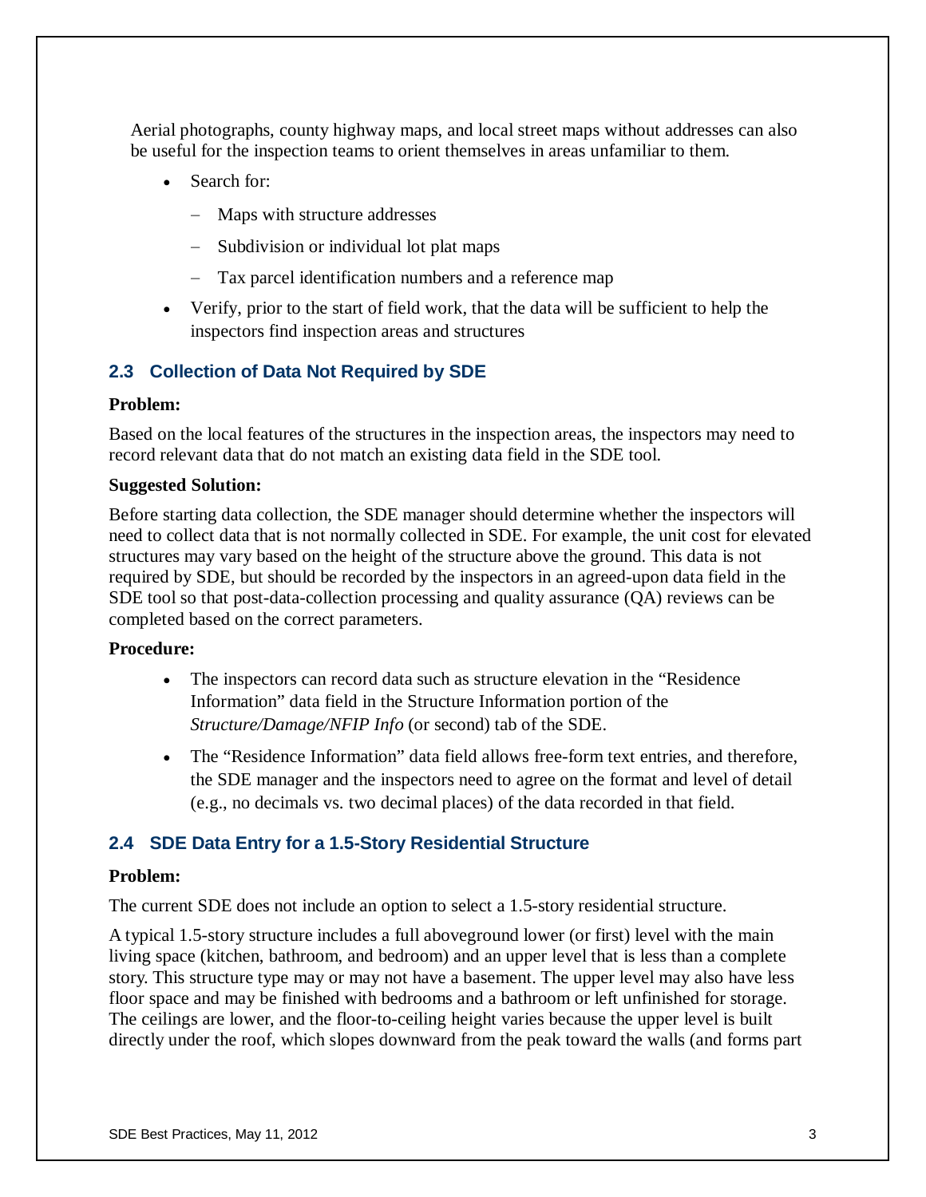Aerial photographs, county highway maps, and local street maps without addresses can also be useful for the inspection teams to orient themselves in areas unfamiliar to them.

- Search for:
  - Maps with structure addresses
  - Subdivision or individual lot plat maps
  - Tax parcel identification numbers and a reference map
- Verify, prior to the start of field work, that the data will be sufficient to help the inspectors find inspection areas and structures

## 2.3 Collection of Data Not Required by SDE

**Problem:**

Based on the local features of the structures in the inspection areas, the inspectors may need to record relevant data that do not match an existing data field in the SDE tool.

**Suggested Solution:**

Before starting data collection, the SDE manager should determine whether the inspectors will need to collect data that is not normally collected in SDE. For example, the unit cost for elevated structures may vary based on the height of the structure above the ground. This data is not required by SDE, but should be recorded by the inspectors in an agreed-upon data field in the SDE tool so that post-data-collection processing and quality assurance (QA) reviews can be completed based on the correct parameters.

**Procedure:**

- The inspectors can record data such as structure elevation in the "Residence Information" data field in the Structure Information portion of the *Structure/Damage/NFIP Info* (or second) tab of the SDE.
- The "Residence Information" data field allows free-form text entries, and therefore, the SDE manager and the inspectors need to agree on the format and level of detail (e.g., no decimals vs. two decimal places) of the data recorded in that field.

## 2.4 SDE Data Entry for a 1.5-Story Residential Structure

**Problem:**

The current SDE does not include an option to select a 1.5-story residential structure.

A typical 1.5-story structure includes a full aboveground lower (or first) level with the main living space (kitchen, bathroom, and bedroom) and an upper level that is less than a complete story. This structure type may or may not have a basement. The upper level may also have less floor space and may be finished with bedrooms and a bathroom or left unfinished for storage. The ceilings are lower, and the floor-to-ceiling height varies because the upper level is built directly under the roof, which slopes downward from the peak toward the walls (and forms part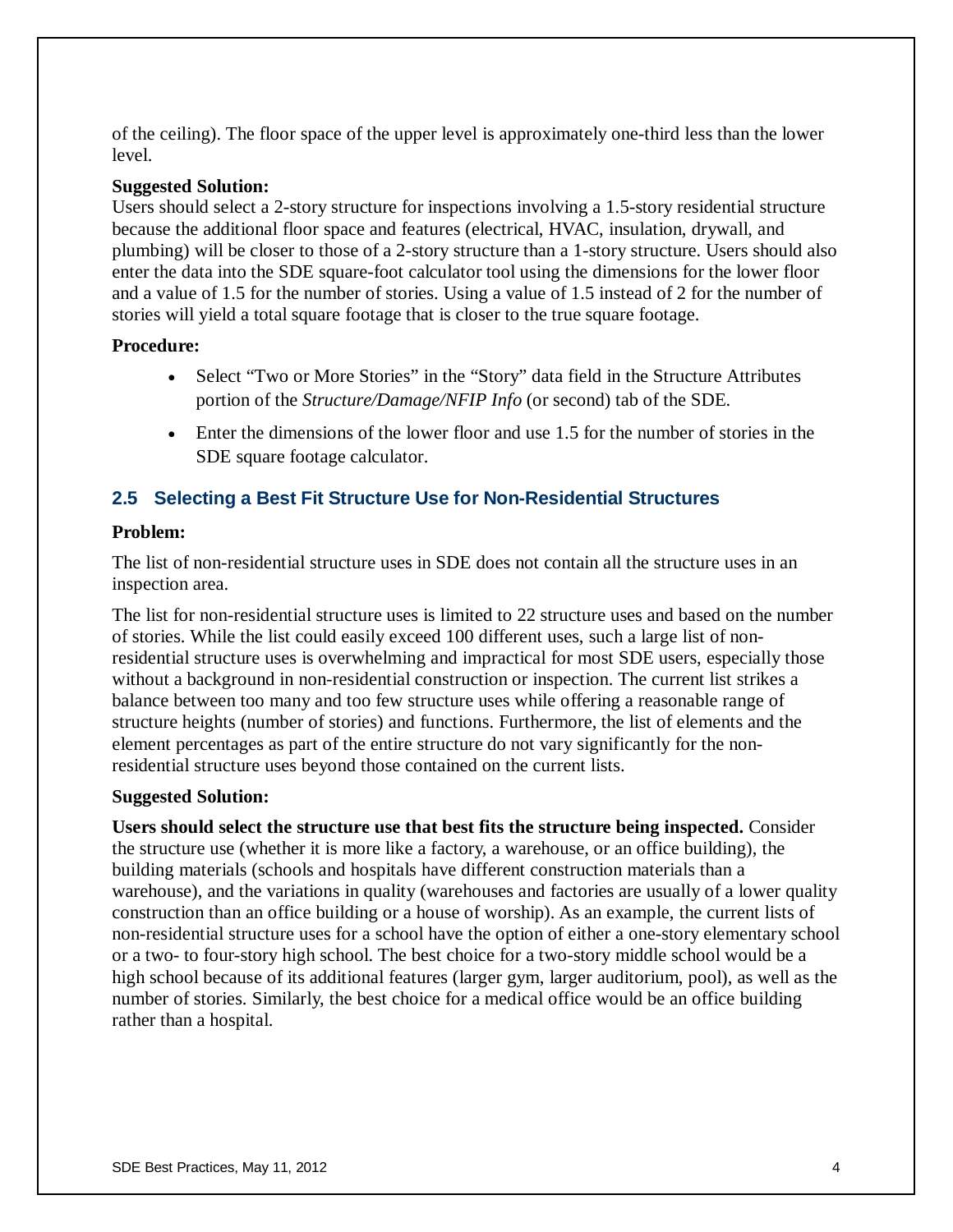of the ceiling). The floor space of the upper level is approximately one-third less than the lower level.

**Suggested Solution:**
Users should select a 2-story structure for inspections involving a 1.5-story residential structure because the additional floor space and features (electrical, HVAC, insulation, drywall, and plumbing) will be closer to those of a 2-story structure than a 1-story structure. Users should also enter the data into the SDE square-foot calculator tool using the dimensions for the lower floor and a value of 1.5 for the number of stories. Using a value of 1.5 instead of 2 for the number of stories will yield a total square footage that is closer to the true square footage.

**Procedure:**

- Select "Two or More Stories" in the "Story" data field in the Structure Attributes portion of the *Structure/Damage/NFIP Info* (or second) tab of the SDE.
- Enter the dimensions of the lower floor and use 1.5 for the number of stories in the SDE square footage calculator.

## 2.5 Selecting a Best Fit Structure Use for Non-Residential Structures

**Problem:**

The list of non-residential structure uses in SDE does not contain all the structure uses in an inspection area.

The list for non-residential structure uses is limited to 22 structure uses and based on the number of stories. While the list could easily exceed 100 different uses, such a large list of non-residential structure uses is overwhelming and impractical for most SDE users, especially those without a background in non-residential construction or inspection. The current list strikes a balance between too many and too few structure uses while offering a reasonable range of structure heights (number of stories) and functions. Furthermore, the list of elements and the element percentages as part of the entire structure do not vary significantly for the non-residential structure uses beyond those contained on the current lists.

**Suggested Solution:**

**Users should select the structure use that best fits the structure being inspected.** Consider the structure use (whether it is more like a factory, a warehouse, or an office building), the building materials (schools and hospitals have different construction materials than a warehouse), and the variations in quality (warehouses and factories are usually of a lower quality construction than an office building or a house of worship). As an example, the current lists of non-residential structure uses for a school have the option of either a one-story elementary school or a two- to four-story high school. The best choice for a two-story middle school would be a high school because of its additional features (larger gym, larger auditorium, pool), as well as the number of stories. Similarly, the best choice for a medical office would be an office building rather than a hospital.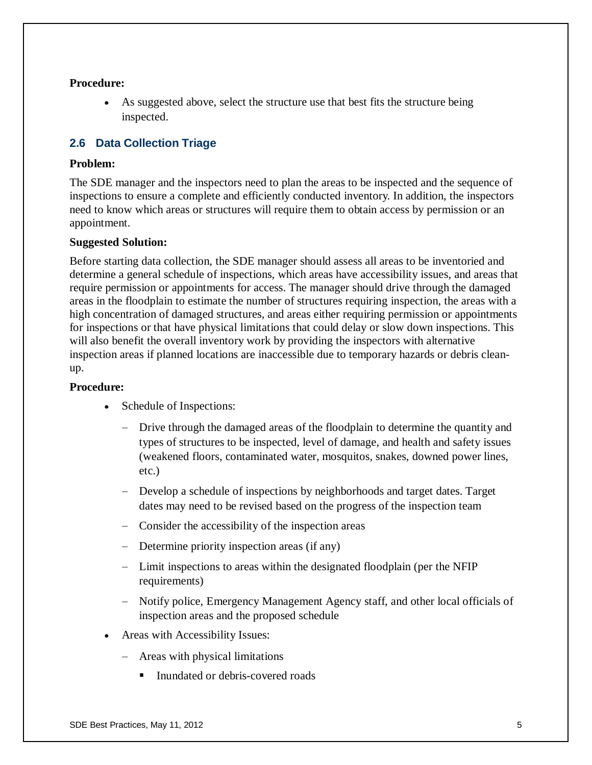**Procedure:**

- As suggested above, select the structure use that best fits the structure being inspected.

## 2.6 Data Collection Triage

**Problem:**

The SDE manager and the inspectors need to plan the areas to be inspected and the sequence of inspections to ensure a complete and efficiently conducted inventory. In addition, the inspectors need to know which areas or structures will require them to obtain access by permission or an appointment.

**Suggested Solution:**

Before starting data collection, the SDE manager should assess all areas to be inventoried and determine a general schedule of inspections, which areas have accessibility issues, and areas that require permission or appointments for access. The manager should drive through the damaged areas in the floodplain to estimate the number of structures requiring inspection, the areas with a high concentration of damaged structures, and areas either requiring permission or appointments for inspections or that have physical limitations that could delay or slow down inspections. This will also benefit the overall inventory work by providing the inspectors with alternative inspection areas if planned locations are inaccessible due to temporary hazards or debris clean-up.

**Procedure:**

- Schedule of Inspections:
  - Drive through the damaged areas of the floodplain to determine the quantity and types of structures to be inspected, level of damage, and health and safety issues (weakened floors, contaminated water, mosquitos, snakes, downed power lines, etc.)
  - Develop a schedule of inspections by neighborhoods and target dates. Target dates may need to be revised based on the progress of the inspection team
  - Consider the accessibility of the inspection areas
  - Determine priority inspection areas (if any)
  - Limit inspections to areas within the designated floodplain (per the NFIP requirements)
  - Notify police, Emergency Management Agency staff, and other local officials of inspection areas and the proposed schedule
- Areas with Accessibility Issues:
  - Areas with physical limitations
    - Inundated or debris-covered roads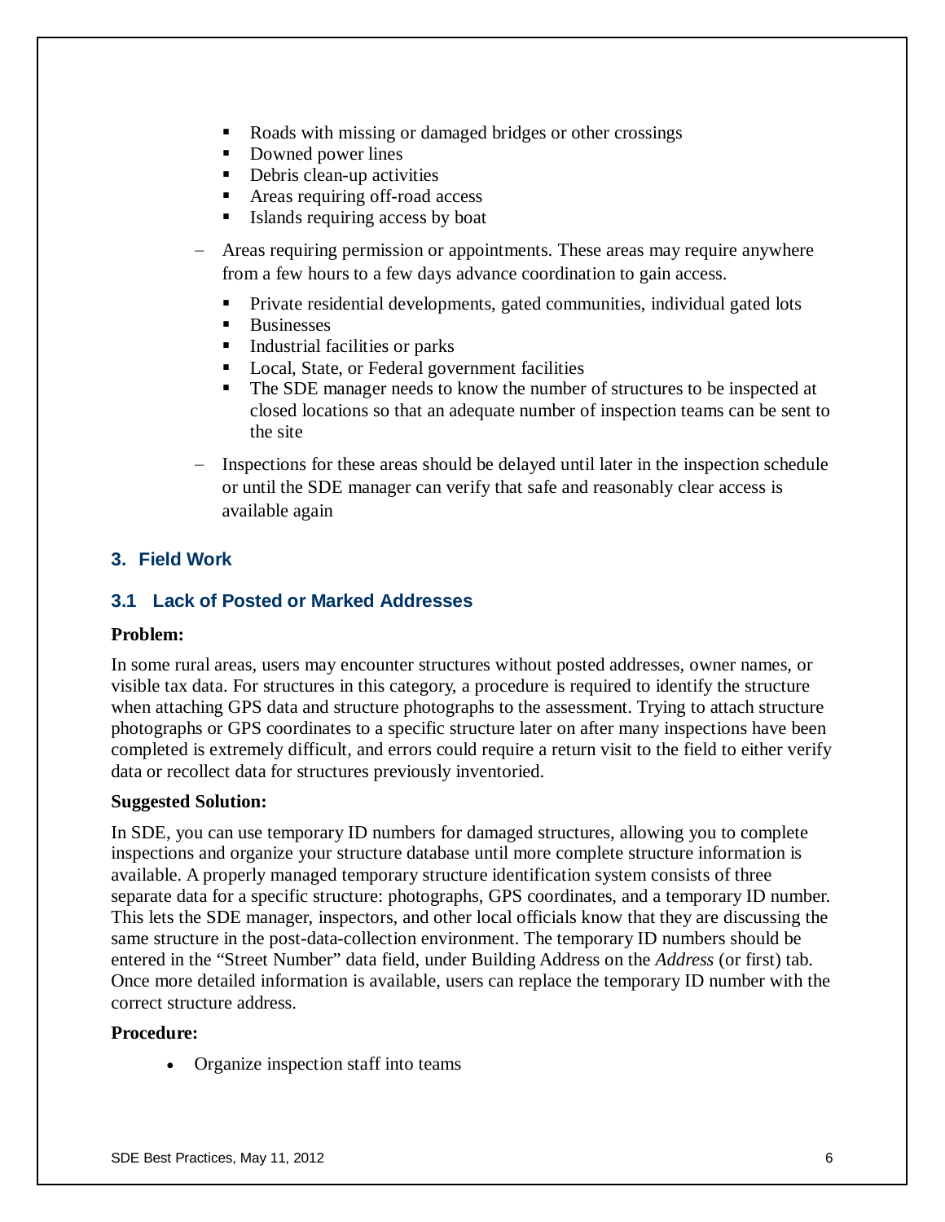- Roads with missing or damaged bridges or other crossings
  - Downed power lines
  - Debris clean-up activities
  - Areas requiring off-road access
  - Islands requiring access by boat
- Areas requiring permission or appointments. These areas may require anywhere from a few hours to a few days advance coordination to gain access.
  - Private residential developments, gated communities, individual gated lots
  - Businesses
  - Industrial facilities or parks
  - Local, State, or Federal government facilities
  - The SDE manager needs to know the number of structures to be inspected at closed locations so that an adequate number of inspection teams can be sent to the site
- Inspections for these areas should be delayed until later in the inspection schedule or until the SDE manager can verify that safe and reasonably clear access is available again

## 3. Field Work

### 3.1 Lack of Posted or Marked Addresses

**Problem:**

In some rural areas, users may encounter structures without posted addresses, owner names, or visible tax data. For structures in this category, a procedure is required to identify the structure when attaching GPS data and structure photographs to the assessment. Trying to attach structure photographs or GPS coordinates to a specific structure later on after many inspections have been completed is extremely difficult, and errors could require a return visit to the field to either verify data or recollect data for structures previously inventoried.

**Suggested Solution:**

In SDE, you can use temporary ID numbers for damaged structures, allowing you to complete inspections and organize your structure database until more complete structure information is available. A properly managed temporary structure identification system consists of three separate data for a specific structure: photographs, GPS coordinates, and a temporary ID number. This lets the SDE manager, inspectors, and other local officials know that they are discussing the same structure in the post-data-collection environment. The temporary ID numbers should be entered in the "Street Number" data field, under Building Address on the *Address* (or first) tab. Once more detailed information is available, users can replace the temporary ID number with the correct structure address.

**Procedure:**

- Organize inspection staff into teams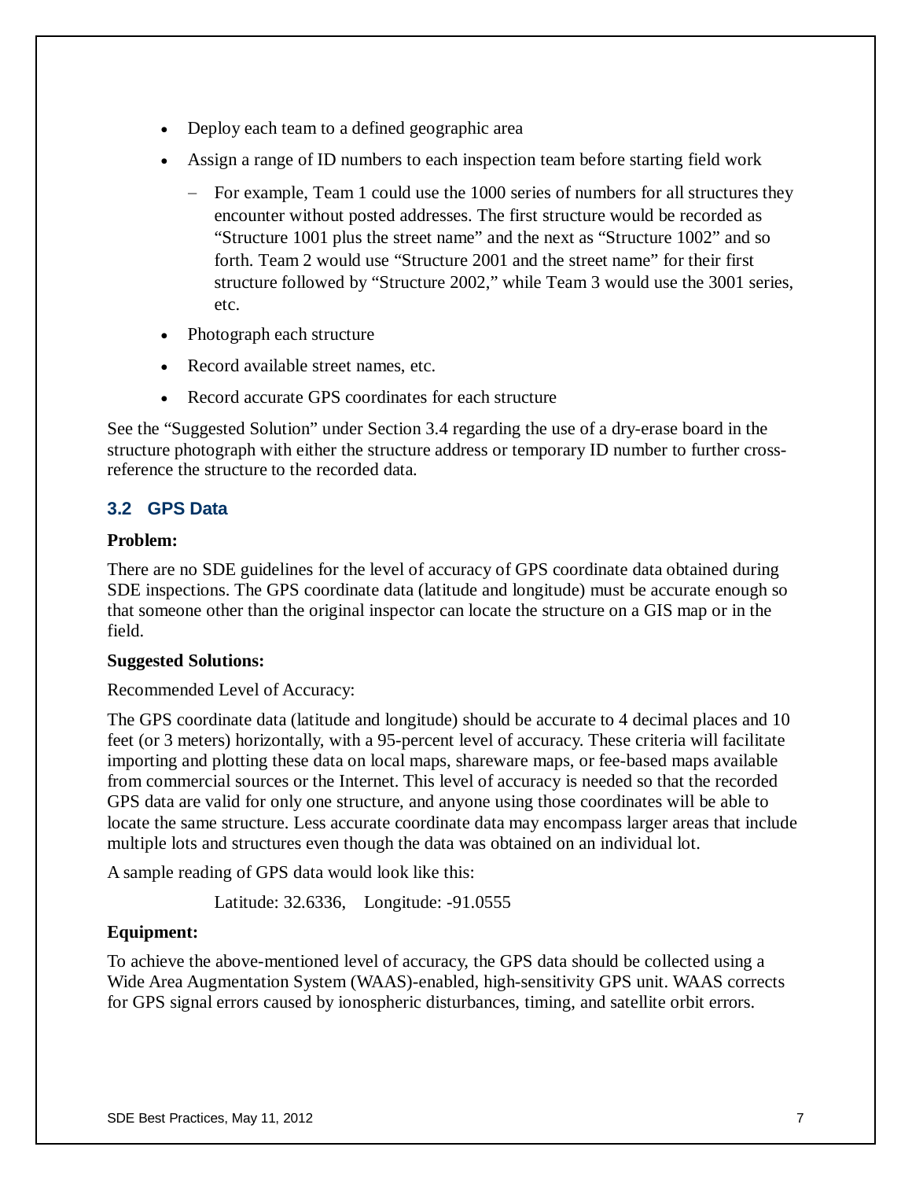- Deploy each team to a defined geographic area
- Assign a range of ID numbers to each inspection team before starting field work
  - For example, Team 1 could use the 1000 series of numbers for all structures they encounter without posted addresses. The first structure would be recorded as "Structure 1001 plus the street name" and the next as "Structure 1002" and so forth. Team 2 would use "Structure 2001 and the street name" for their first structure followed by "Structure 2002," while Team 3 would use the 3001 series, etc.
- Photograph each structure
- Record available street names, etc.
- Record accurate GPS coordinates for each structure

See the "Suggested Solution" under Section 3.4 regarding the use of a dry-erase board in the structure photograph with either the structure address or temporary ID number to further cross-reference the structure to the recorded data.

### 3.2 GPS Data

**Problem:**

There are no SDE guidelines for the level of accuracy of GPS coordinate data obtained during SDE inspections. The GPS coordinate data (latitude and longitude) must be accurate enough so that someone other than the original inspector can locate the structure on a GIS map or in the field.

**Suggested Solutions:**

Recommended Level of Accuracy:

The GPS coordinate data (latitude and longitude) should be accurate to 4 decimal places and 10 feet (or 3 meters) horizontally, with a 95-percent level of accuracy. These criteria will facilitate importing and plotting these data on local maps, shareware maps, or fee-based maps available from commercial sources or the Internet. This level of accuracy is needed so that the recorded GPS data are valid for only one structure, and anyone using those coordinates will be able to locate the same structure. Less accurate coordinate data may encompass larger areas that include multiple lots and structures even though the data was obtained on an individual lot.

A sample reading of GPS data would look like this:

Latitude: 32.6336, Longitude: -91.0555

**Equipment:**

To achieve the above-mentioned level of accuracy, the GPS data should be collected using a Wide Area Augmentation System (WAAS)-enabled, high-sensitivity GPS unit. WAAS corrects for GPS signal errors caused by ionospheric disturbances, timing, and satellite orbit errors.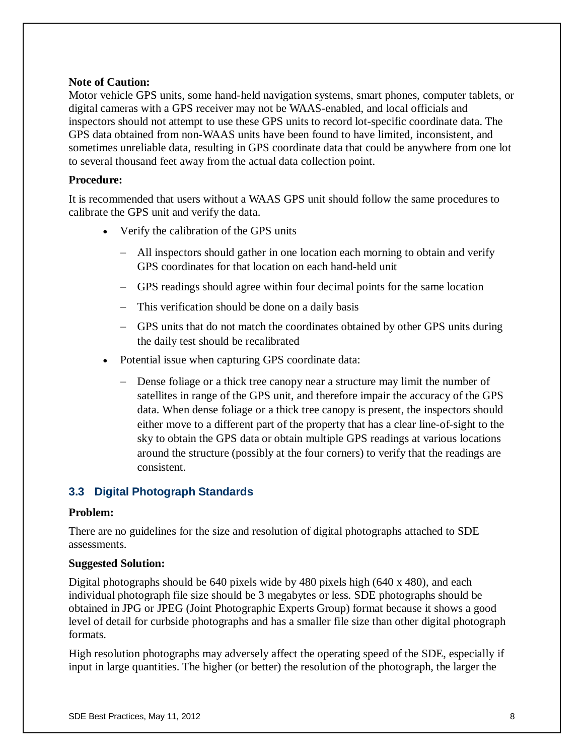**Note of Caution:**

Motor vehicle GPS units, some hand-held navigation systems, smart phones, computer tablets, or digital cameras with a GPS receiver may not be WAAS-enabled, and local officials and inspectors should not attempt to use these GPS units to record lot-specific coordinate data. The GPS data obtained from non-WAAS units have been found to have limited, inconsistent, and sometimes unreliable data, resulting in GPS coordinate data that could be anywhere from one lot to several thousand feet away from the actual data collection point.

**Procedure:**

It is recommended that users without a WAAS GPS unit should follow the same procedures to calibrate the GPS unit and verify the data.

- Verify the calibration of the GPS units
  - All inspectors should gather in one location each morning to obtain and verify GPS coordinates for that location on each hand-held unit
  - GPS readings should agree within four decimal points for the same location
  - This verification should be done on a daily basis
  - GPS units that do not match the coordinates obtained by other GPS units during the daily test should be recalibrated
- Potential issue when capturing GPS coordinate data:
  - Dense foliage or a thick tree canopy near a structure may limit the number of satellites in range of the GPS unit, and therefore impair the accuracy of the GPS data. When dense foliage or a thick tree canopy is present, the inspectors should either move to a different part of the property that has a clear line-of-sight to the sky to obtain the GPS data or obtain multiple GPS readings at various locations around the structure (possibly at the four corners) to verify that the readings are consistent.

## 3.3 Digital Photograph Standards

**Problem:**

There are no guidelines for the size and resolution of digital photographs attached to SDE assessments.

**Suggested Solution:**

Digital photographs should be 640 pixels wide by 480 pixels high (640 x 480), and each individual photograph file size should be 3 megabytes or less. SDE photographs should be obtained in JPG or JPEG (Joint Photographic Experts Group) format because it shows a good level of detail for curbside photographs and has a smaller file size than other digital photograph formats.

High resolution photographs may adversely affect the operating speed of the SDE, especially if input in large quantities. The higher (or better) the resolution of the photograph, the larger the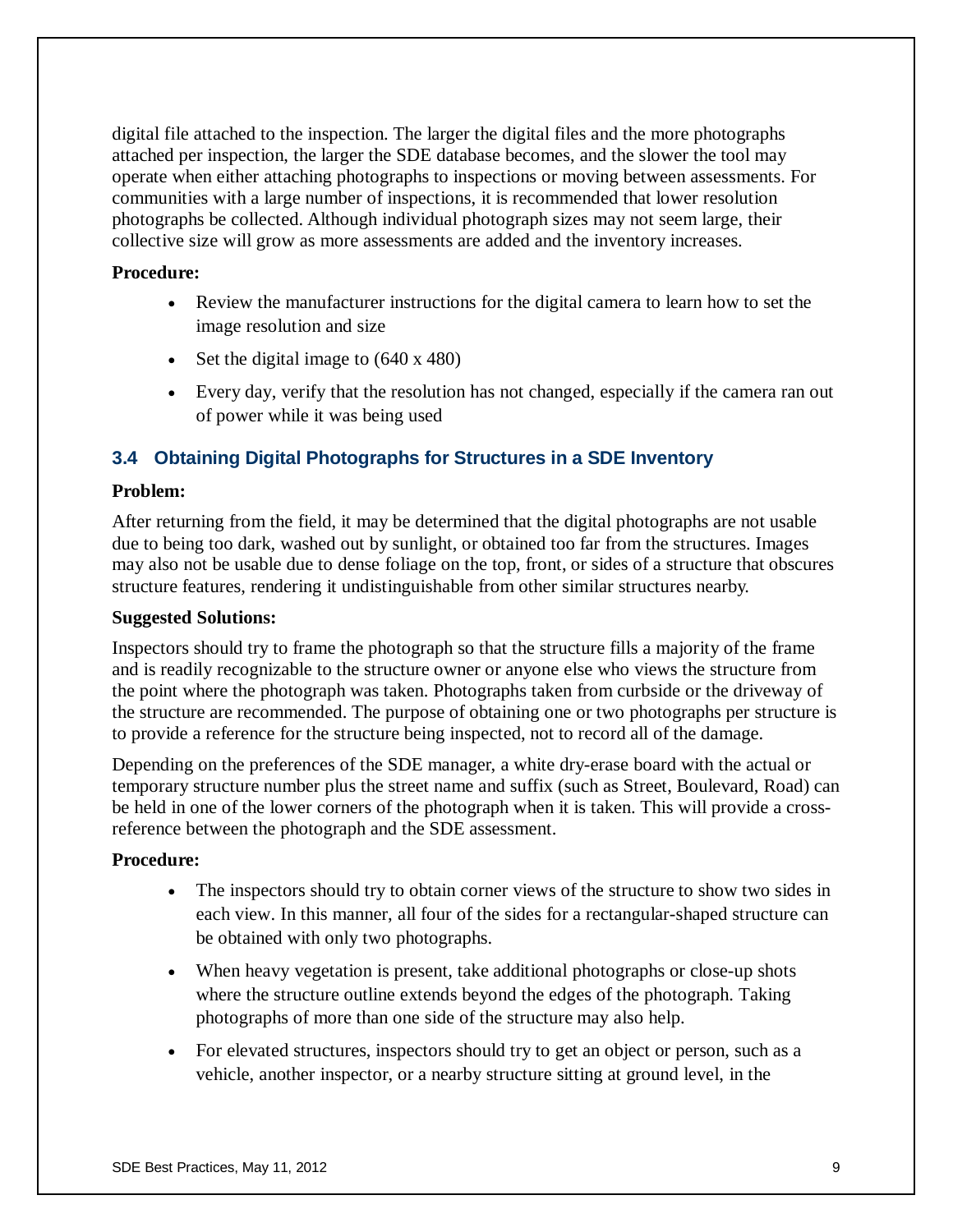digital file attached to the inspection. The larger the digital files and the more photographs attached per inspection, the larger the SDE database becomes, and the slower the tool may operate when either attaching photographs to inspections or moving between assessments. For communities with a large number of inspections, it is recommended that lower resolution photographs be collected. Although individual photograph sizes may not seem large, their collective size will grow as more assessments are added and the inventory increases.

**Procedure:**

- Review the manufacturer instructions for the digital camera to learn how to set the image resolution and size
- Set the digital image to (640 x 480)
- Every day, verify that the resolution has not changed, especially if the camera ran out of power while it was being used

### 3.4 Obtaining Digital Photographs for Structures in a SDE Inventory

**Problem:**

After returning from the field, it may be determined that the digital photographs are not usable due to being too dark, washed out by sunlight, or obtained too far from the structures. Images may also not be usable due to dense foliage on the top, front, or sides of a structure that obscures structure features, rendering it undistinguishable from other similar structures nearby.

**Suggested Solutions:**

Inspectors should try to frame the photograph so that the structure fills a majority of the frame and is readily recognizable to the structure owner or anyone else who views the structure from the point where the photograph was taken. Photographs taken from curbside or the driveway of the structure are recommended. The purpose of obtaining one or two photographs per structure is to provide a reference for the structure being inspected, not to record all of the damage.

Depending on the preferences of the SDE manager, a white dry-erase board with the actual or temporary structure number plus the street name and suffix (such as Street, Boulevard, Road) can be held in one of the lower corners of the photograph when it is taken. This will provide a cross-reference between the photograph and the SDE assessment.

**Procedure:**

- The inspectors should try to obtain corner views of the structure to show two sides in each view. In this manner, all four of the sides for a rectangular-shaped structure can be obtained with only two photographs.
- When heavy vegetation is present, take additional photographs or close-up shots where the structure outline extends beyond the edges of the photograph. Taking photographs of more than one side of the structure may also help.
- For elevated structures, inspectors should try to get an object or person, such as a vehicle, another inspector, or a nearby structure sitting at ground level, in the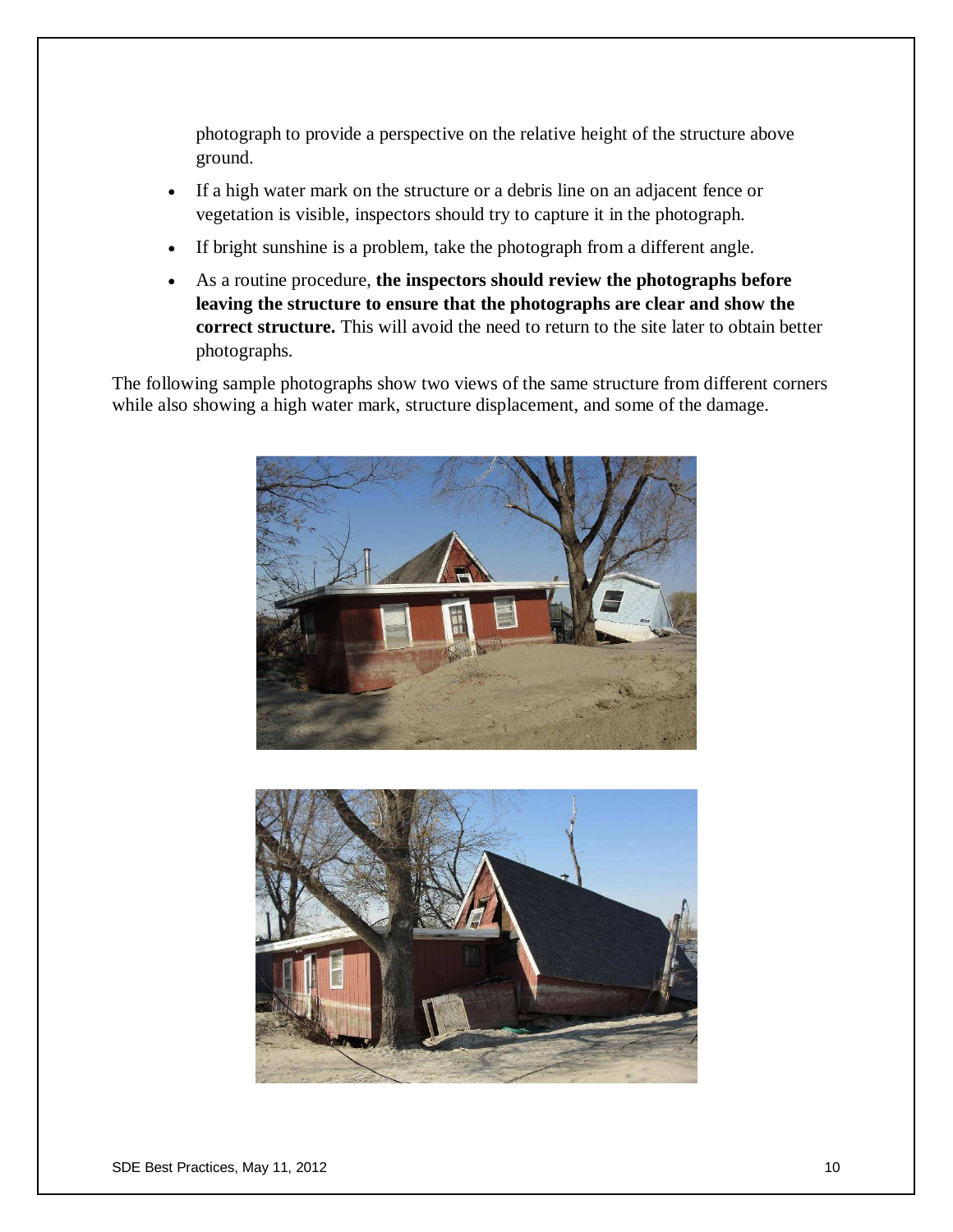photograph to provide a perspective on the relative height of the structure above ground.

- If a high water mark on the structure or a debris line on an adjacent fence or vegetation is visible, inspectors should try to capture it in the photograph.
- If bright sunshine is a problem, take the photograph from a different angle.
- As a routine procedure, **the inspectors should review the photographs before leaving the structure to ensure that the photographs are clear and show the correct structure.** This will avoid the need to return to the site later to obtain better photographs.

The following sample photographs show two views of the same structure from different corners while also showing a high water mark, structure displacement, and some of the damage.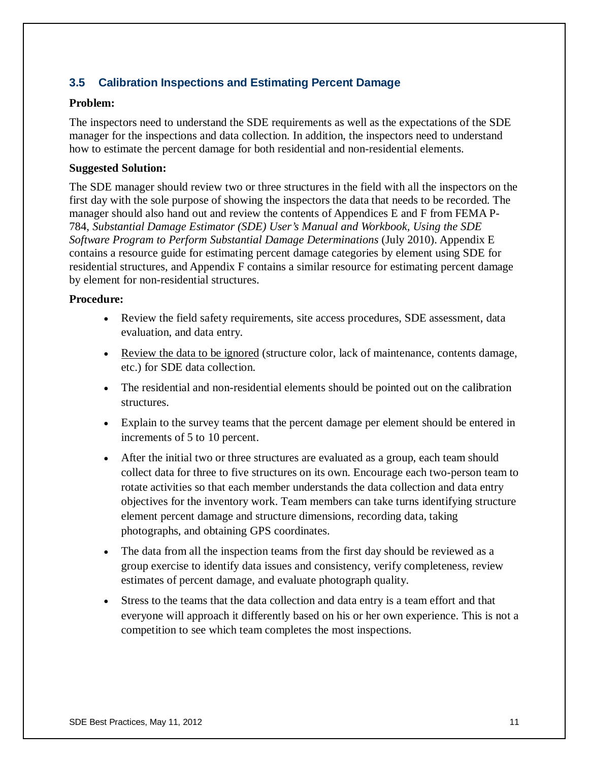### 3.5 Calibration Inspections and Estimating Percent Damage

**Problem:**

The inspectors need to understand the SDE requirements as well as the expectations of the SDE manager for the inspections and data collection. In addition, the inspectors need to understand how to estimate the percent damage for both residential and non-residential elements.

**Suggested Solution:**

The SDE manager should review two or three structures in the field with all the inspectors on the first day with the sole purpose of showing the inspectors the data that needs to be recorded. The manager should also hand out and review the contents of Appendices E and F from FEMA P-784, *Substantial Damage Estimator (SDE) User's Manual and Workbook, Using the SDE Software Program to Perform Substantial Damage Determinations* (July 2010). Appendix E contains a resource guide for estimating percent damage categories by element using SDE for residential structures, and Appendix F contains a similar resource for estimating percent damage by element for non-residential structures.

**Procedure:**

- Review the field safety requirements, site access procedures, SDE assessment, data evaluation, and data entry.
- <u>Review the data to be ignored</u> (structure color, lack of maintenance, contents damage, etc.) for SDE data collection.
- The residential and non-residential elements should be pointed out on the calibration structures.
- Explain to the survey teams that the percent damage per element should be entered in increments of 5 to 10 percent.
- After the initial two or three structures are evaluated as a group, each team should collect data for three to five structures on its own. Encourage each two-person team to rotate activities so that each member understands the data collection and data entry objectives for the inventory work. Team members can take turns identifying structure element percent damage and structure dimensions, recording data, taking photographs, and obtaining GPS coordinates.
- The data from all the inspection teams from the first day should be reviewed as a group exercise to identify data issues and consistency, verify completeness, review estimates of percent damage, and evaluate photograph quality.
- Stress to the teams that the data collection and data entry is a team effort and that everyone will approach it differently based on his or her own experience. This is not a competition to see which team completes the most inspections.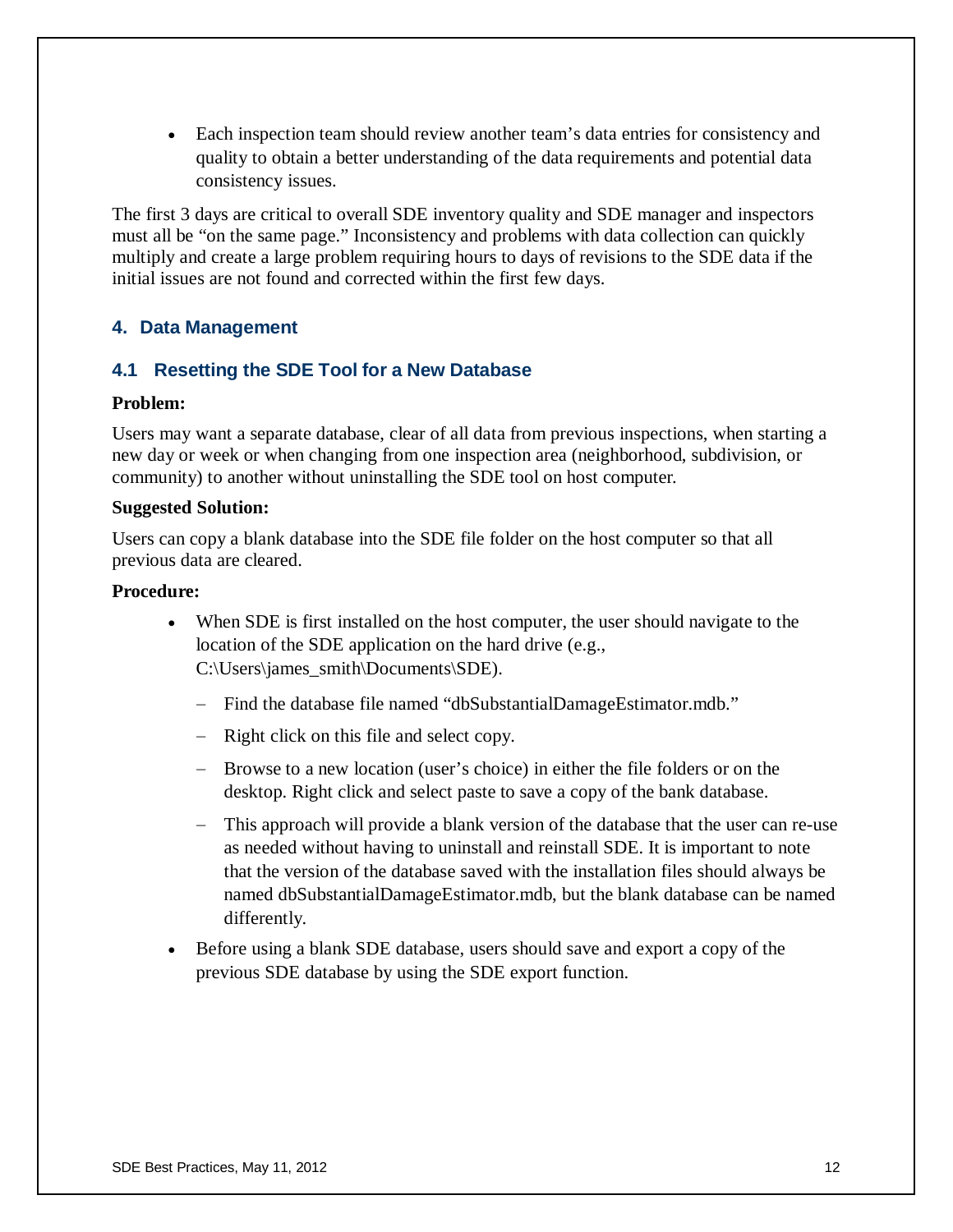- Each inspection team should review another team's data entries for consistency and quality to obtain a better understanding of the data requirements and potential data consistency issues.

The first 3 days are critical to overall SDE inventory quality and SDE manager and inspectors must all be "on the same page." Inconsistency and problems with data collection can quickly multiply and create a large problem requiring hours to days of revisions to the SDE data if the initial issues are not found and corrected within the first few days.

## 4. Data Management

### 4.1 Resetting the SDE Tool for a New Database

**Problem:**

Users may want a separate database, clear of all data from previous inspections, when starting a new day or week or when changing from one inspection area (neighborhood, subdivision, or community) to another without uninstalling the SDE tool on host computer.

**Suggested Solution:**

Users can copy a blank database into the SDE file folder on the host computer so that all previous data are cleared.

**Procedure:**

- When SDE is first installed on the host computer, the user should navigate to the location of the SDE application on the hard drive (e.g., C:\Users\james_smith\Documents\SDE).
  - Find the database file named "dbSubstantialDamageEstimator.mdb."
  - Right click on this file and select copy.
  - Browse to a new location (user's choice) in either the file folders or on the desktop. Right click and select paste to save a copy of the bank database.
  - This approach will provide a blank version of the database that the user can re-use as needed without having to uninstall and reinstall SDE. It is important to note that the version of the database saved with the installation files should always be named dbSubstantialDamageEstimator.mdb, but the blank database can be named differently.
- Before using a blank SDE database, users should save and export a copy of the previous SDE database by using the SDE export function.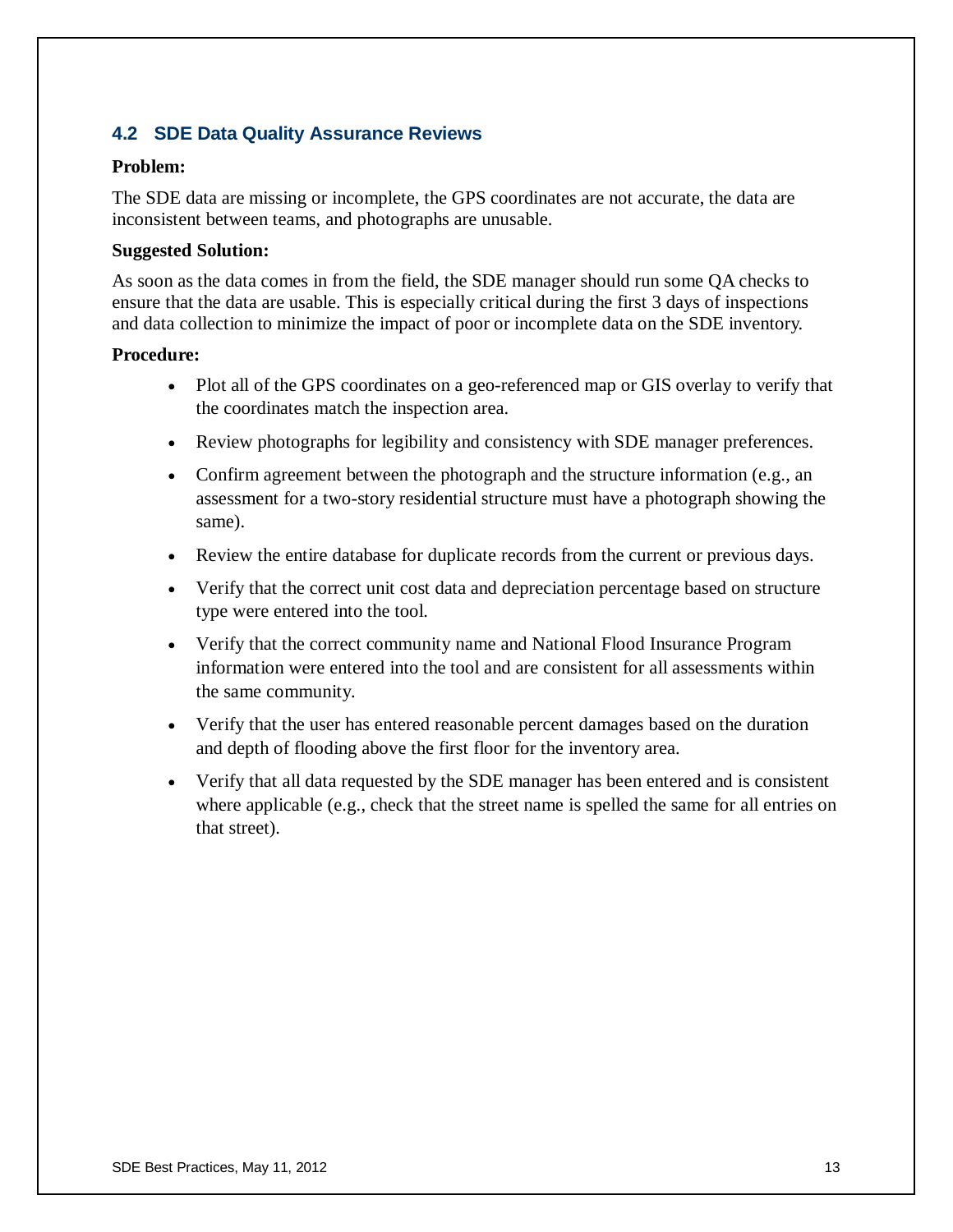## 4.2 SDE Data Quality Assurance Reviews

**Problem:**

The SDE data are missing or incomplete, the GPS coordinates are not accurate, the data are inconsistent between teams, and photographs are unusable.

**Suggested Solution:**

As soon as the data comes in from the field, the SDE manager should run some QA checks to ensure that the data are usable. This is especially critical during the first 3 days of inspections and data collection to minimize the impact of poor or incomplete data on the SDE inventory.

**Procedure:**

- Plot all of the GPS coordinates on a geo-referenced map or GIS overlay to verify that the coordinates match the inspection area.
- Review photographs for legibility and consistency with SDE manager preferences.
- Confirm agreement between the photograph and the structure information (e.g., an assessment for a two-story residential structure must have a photograph showing the same).
- Review the entire database for duplicate records from the current or previous days.
- Verify that the correct unit cost data and depreciation percentage based on structure type were entered into the tool.
- Verify that the correct community name and National Flood Insurance Program information were entered into the tool and are consistent for all assessments within the same community.
- Verify that the user has entered reasonable percent damages based on the duration and depth of flooding above the first floor for the inventory area.
- Verify that all data requested by the SDE manager has been entered and is consistent where applicable (e.g., check that the street name is spelled the same for all entries on that street).